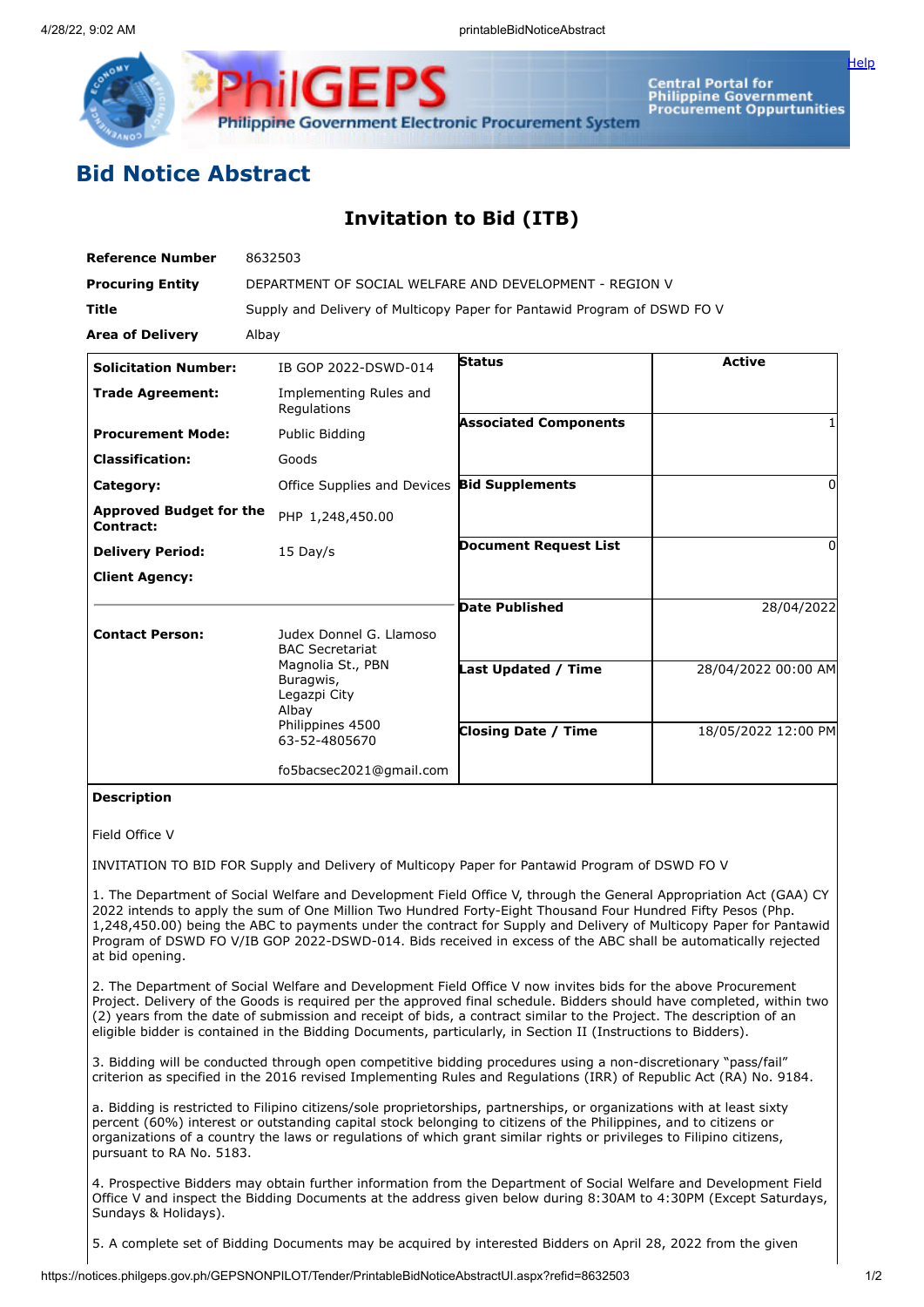# Bid Notice Abstract

## Invitation to Bid (ITB)

| | |
|---|---|
| **Reference Number** | 8632503 |
| **Procuring Entity** | DEPARTMENT OF SOCIAL WELFARE AND DEVELOPMENT - REGION V |
| **Title** | Supply and Delivery of Multicopy Paper for Pantawid Program of DSWD FO V |
| **Area of Delivery** | Albay |

| | | | |
|---|---|---|---|
| **Solicitation Number:** | IB GOP 2022-DSWD-014 | **Status** | Active |
| **Trade Agreement:** | Implementing Rules and Regulations | **Associated Components** | 1 |
| **Procurement Mode:** | Public Bidding | | |
| **Classification:** | Goods | | |
| **Category:** | Office Supplies and Devices | **Bid Supplements** | 0 |
| **Approved Budget for the Contract:** | PHP 1,248,450.00 | | |
| **Delivery Period:** | 15 Day/s | **Document Request List** | 0 |
| **Client Agency:** | | | |
| | | **Date Published** | 28/04/2022 |
| **Contact Person:** | Judex Donnel G. Llamoso<br>BAC Secretariat<br>Magnolia St., PBN Buragwis,<br>Legazpi City<br>Albay<br>Philippines 4500<br>63-52-4805670<br><br>fo5bacsec2021@gmail.com | **Last Updated / Time** | 28/04/2022 00:00 AM |
| | | **Closing Date / Time** | 18/05/2022 12:00 PM |

**Description**

Field Office V

INVITATION TO BID FOR Supply and Delivery of Multicopy Paper for Pantawid Program of DSWD FO V

1. The Department of Social Welfare and Development Field Office V, through the General Appropriation Act (GAA) CY 2022 intends to apply the sum of One Million Two Hundred Forty-Eight Thousand Four Hundred Fifty Pesos (Php. 1,248,450.00) being the ABC to payments under the contract for Supply and Delivery of Multicopy Paper for Pantawid Program of DSWD FO V/IB GOP 2022-DSWD-014. Bids received in excess of the ABC shall be automatically rejected at bid opening.

2. The Department of Social Welfare and Development Field Office V now invites bids for the above Procurement Project. Delivery of the Goods is required per the approved final schedule. Bidders should have completed, within two (2) years from the date of submission and receipt of bids, a contract similar to the Project. The description of an eligible bidder is contained in the Bidding Documents, particularly, in Section II (Instructions to Bidders).

3. Bidding will be conducted through open competitive bidding procedures using a non-discretionary "pass/fail" criterion as specified in the 2016 revised Implementing Rules and Regulations (IRR) of Republic Act (RA) No. 9184.

a. Bidding is restricted to Filipino citizens/sole proprietorships, partnerships, or organizations with at least sixty percent (60%) interest or outstanding capital stock belonging to citizens of the Philippines, and to citizens or organizations of a country the laws or regulations of which grant similar rights or privileges to Filipino citizens, pursuant to RA No. 5183.

4. Prospective Bidders may obtain further information from the Department of Social Welfare and Development Field Office V and inspect the Bidding Documents at the address given below during 8:30AM to 4:30PM (Except Saturdays, Sundays & Holidays).

5. A complete set of Bidding Documents may be acquired by interested Bidders on April 28, 2022 from the given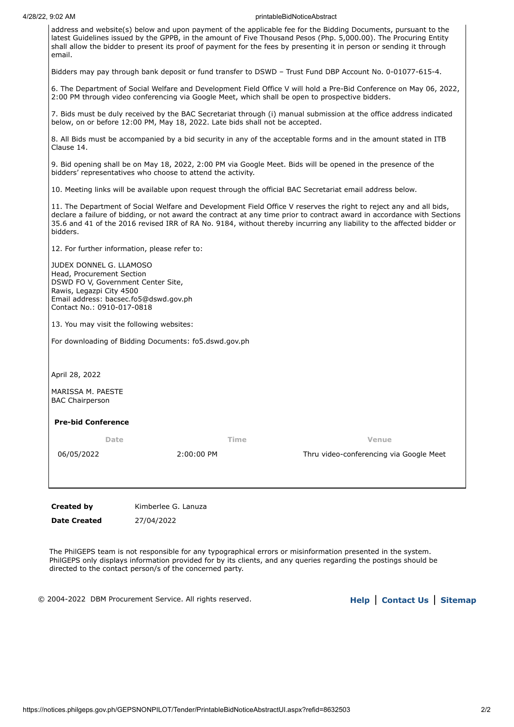address and website(s) below and upon payment of the applicable fee for the Bidding Documents, pursuant to the latest Guidelines issued by the GPPB, in the amount of Five Thousand Pesos (Php. 5,000.00). The Procuring Entity shall allow the bidder to present its proof of payment for the fees by presenting it in person or sending it through email.

Bidders may pay through bank deposit or fund transfer to DSWD – Trust Fund DBP Account No. 0-01077-615-4.

6. The Department of Social Welfare and Development Field Office V will hold a Pre-Bid Conference on May 06, 2022, 2:00 PM through video conferencing via Google Meet, which shall be open to prospective bidders.

7. Bids must be duly received by the BAC Secretariat through (i) manual submission at the office address indicated below, on or before 12:00 PM, May 18, 2022. Late bids shall not be accepted.

8. All Bids must be accompanied by a bid security in any of the acceptable forms and in the amount stated in ITB Clause 14.

9. Bid opening shall be on May 18, 2022, 2:00 PM via Google Meet. Bids will be opened in the presence of the bidders' representatives who choose to attend the activity.

10. Meeting links will be available upon request through the official BAC Secretariat email address below.

11. The Department of Social Welfare and Development Field Office V reserves the right to reject any and all bids, declare a failure of bidding, or not award the contract at any time prior to contract award in accordance with Sections 35.6 and 41 of the 2016 revised IRR of RA No. 9184, without thereby incurring any liability to the affected bidder or bidders.

12. For further information, please refer to:

JUDEX DONNEL G. LLAMOSO
Head, Procurement Section
DSWD FO V, Government Center Site,
Rawis, Legazpi City 4500
Email address: bacsec.fo5@dswd.gov.ph
Contact No.: 0910-017-0818

13. You may visit the following websites:

For downloading of Bidding Documents: fo5.dswd.gov.ph

April 28, 2022

MARISSA M. PAESTE
BAC Chairperson

**Pre-bid Conference**

| Date | Time | Venue |
| --- | --- | --- |
| 06/05/2022 | 2:00:00 PM | Thru video-conferencing via Google Meet |

| | |
| --- | --- |
| **Created by** | Kimberlee G. Lanuza |
| **Date Created** | 27/04/2022 |

The PhilGEPS team is not responsible for any typographical errors or misinformation presented in the system. PhilGEPS only displays information provided for by its clients, and any queries regarding the postings should be directed to the contact person/s of the concerned party.

© 2004-2022 DBM Procurement Service. All rights reserved.

**Help** | **Contact Us** | **Sitemap**